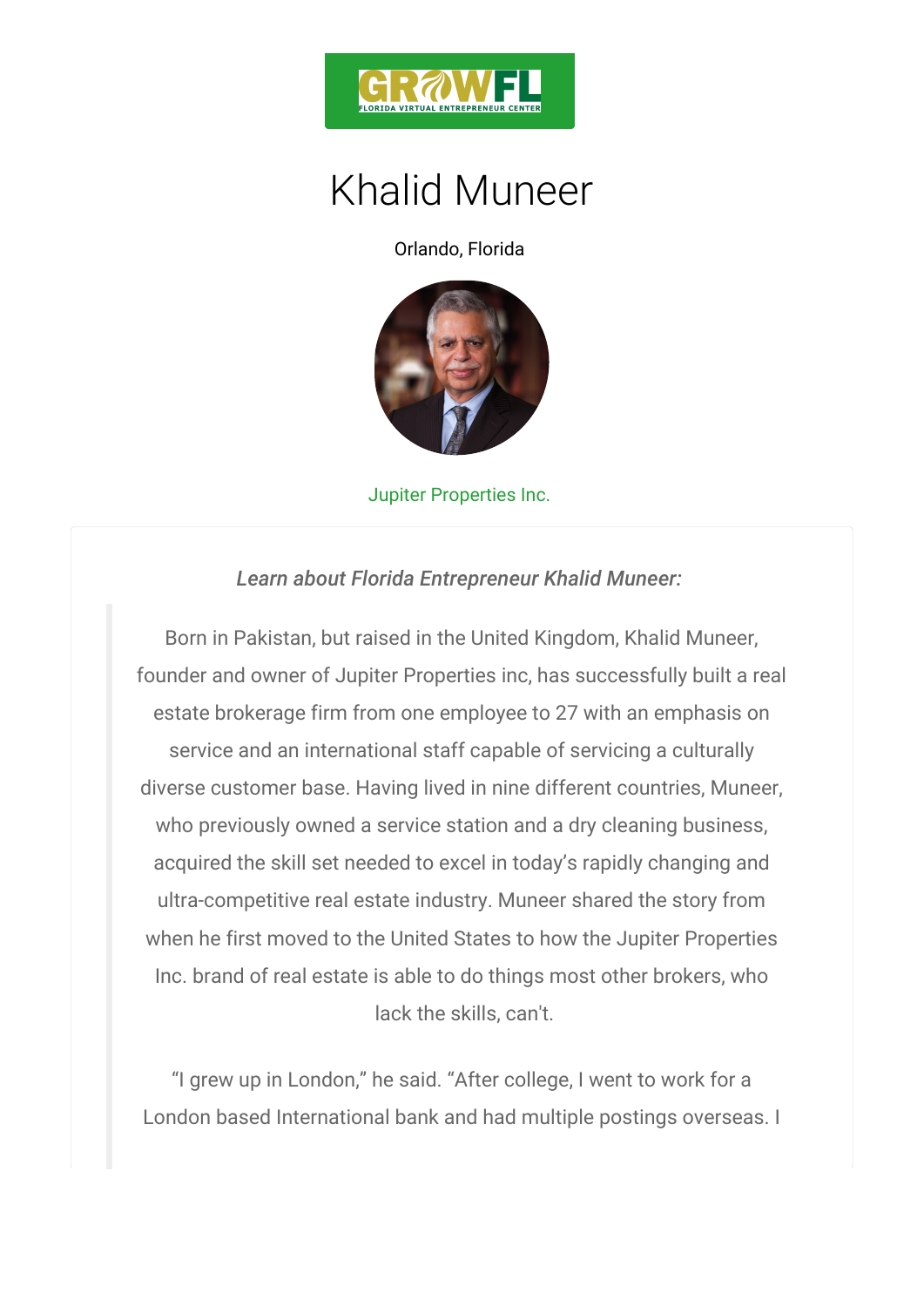# Khalid Muneer

Orlando, Florida

Jupiter Properties Inc.

*Learn about Florida Entrepreneur Khalid Muneer:*

> Born in Pakistan, but raised in the United Kingdom, Khalid Muneer, founder and owner of Jupiter Properties inc, has successfully built a real estate brokerage firm from one employee to 27 with an emphasis on service and an international staff capable of servicing a culturally diverse customer base. Having lived in nine different countries, Muneer, who previously owned a service station and a dry cleaning business, acquired the skill set needed to excel in today's rapidly changing and ultra-competitive real estate industry. Muneer shared the story from when he first moved to the United States to how the Jupiter Properties Inc. brand of real estate is able to do things most other brokers, who lack the skills, can't.
>
> "I grew up in London," he said. "After college, I went to work for a London based International bank and had multiple postings overseas. I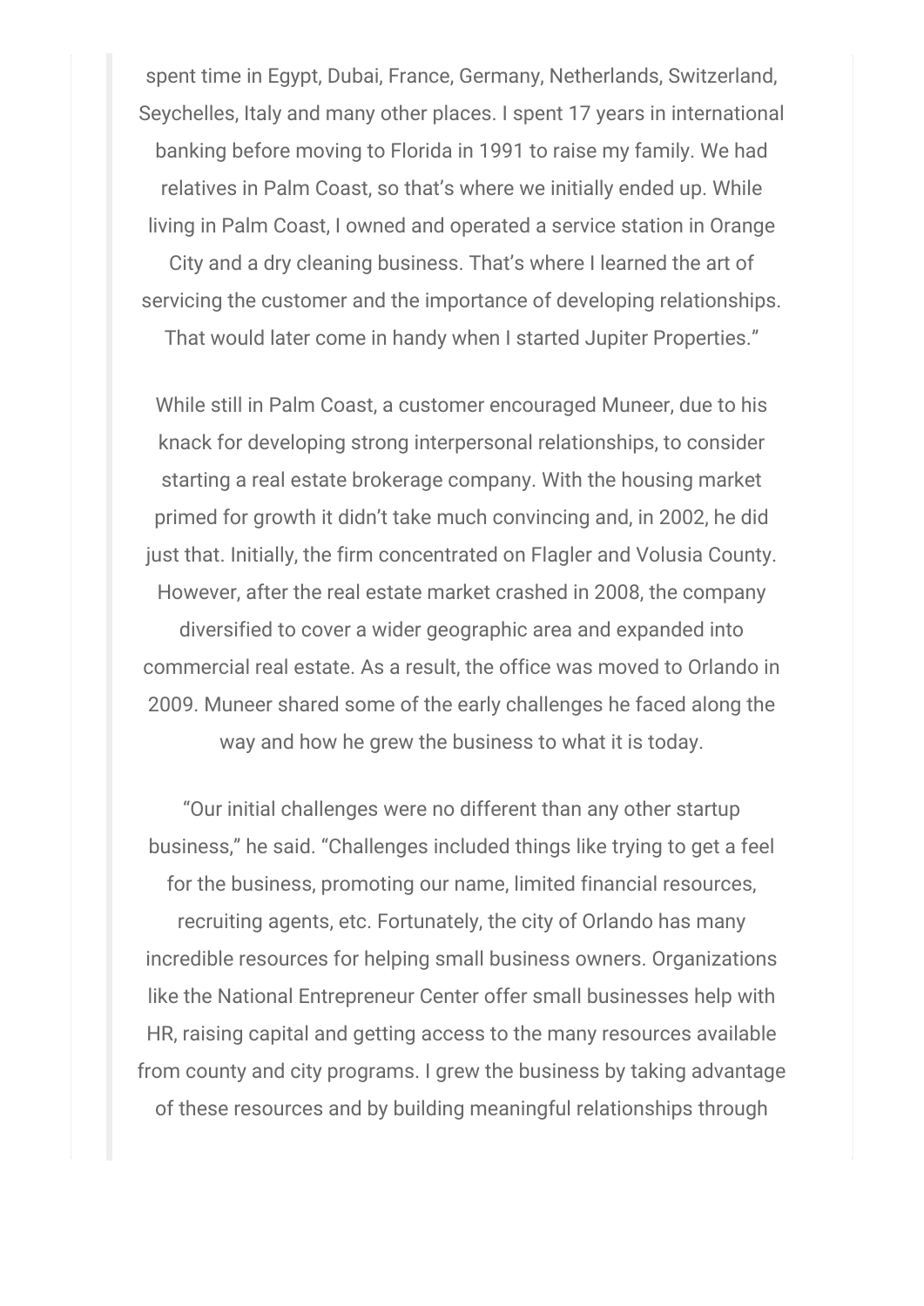spent time in Egypt, Dubai, France, Germany, Netherlands, Switzerland, Seychelles, Italy and many other places. I spent 17 years in international banking before moving to Florida in 1991 to raise my family. We had relatives in Palm Coast, so that's where we initially ended up. While living in Palm Coast, I owned and operated a service station in Orange City and a dry cleaning business. That's where I learned the art of servicing the customer and the importance of developing relationships. That would later come in handy when I started Jupiter Properties."

While still in Palm Coast, a customer encouraged Muneer, due to his knack for developing strong interpersonal relationships, to consider starting a real estate brokerage company. With the housing market primed for growth it didn't take much convincing and, in 2002, he did just that. Initially, the firm concentrated on Flagler and Volusia County. However, after the real estate market crashed in 2008, the company diversified to cover a wider geographic area and expanded into commercial real estate. As a result, the office was moved to Orlando in 2009. Muneer shared some of the early challenges he faced along the way and how he grew the business to what it is today.

"Our initial challenges were no different than any other startup business," he said. "Challenges included things like trying to get a feel for the business, promoting our name, limited financial resources, recruiting agents, etc. Fortunately, the city of Orlando has many incredible resources for helping small business owners. Organizations like the National Entrepreneur Center offer small businesses help with HR, raising capital and getting access to the many resources available from county and city programs. I grew the business by taking advantage of these resources and by building meaningful relationships through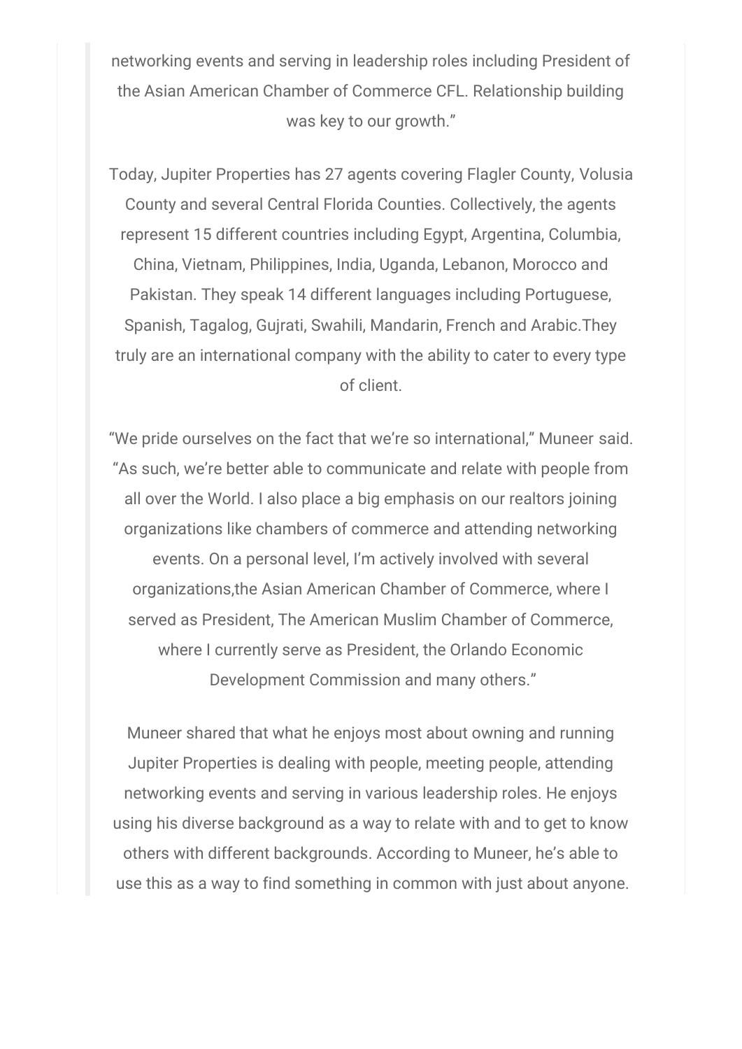networking events and serving in leadership roles including President of the Asian American Chamber of Commerce CFL. Relationship building was key to our growth."

Today, Jupiter Properties has 27 agents covering Flagler County, Volusia County and several Central Florida Counties. Collectively, the agents represent 15 different countries including Egypt, Argentina, Columbia, China, Vietnam, Philippines, India, Uganda, Lebanon, Morocco and Pakistan. They speak 14 different languages including Portuguese, Spanish, Tagalog, Gujrati, Swahili, Mandarin, French and Arabic.They truly are an international company with the ability to cater to every type of client.

"We pride ourselves on the fact that we're so international," Muneer said. "As such, we're better able to communicate and relate with people from all over the World. I also place a big emphasis on our realtors joining organizations like chambers of commerce and attending networking events. On a personal level, I'm actively involved with several organizations,the Asian American Chamber of Commerce, where I served as President, The American Muslim Chamber of Commerce, where I currently serve as President, the Orlando Economic Development Commission and many others."

Muneer shared that what he enjoys most about owning and running Jupiter Properties is dealing with people, meeting people, attending networking events and serving in various leadership roles. He enjoys using his diverse background as a way to relate with and to get to know others with different backgrounds. According to Muneer, he's able to use this as a way to find something in common with just about anyone.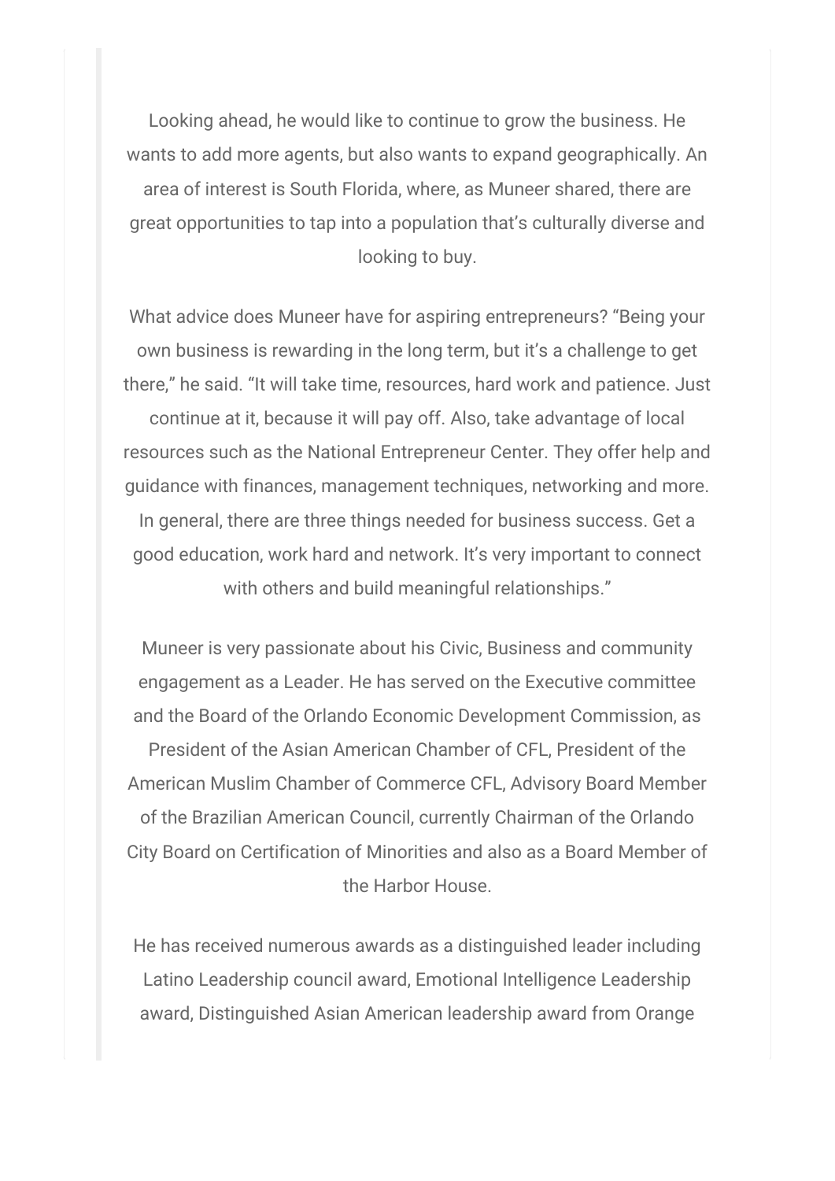Looking ahead, he would like to continue to grow the business. He wants to add more agents, but also wants to expand geographically. An area of interest is South Florida, where, as Muneer shared, there are great opportunities to tap into a population that's culturally diverse and looking to buy.

What advice does Muneer have for aspiring entrepreneurs? "Being your own business is rewarding in the long term, but it's a challenge to get there," he said. "It will take time, resources, hard work and patience. Just continue at it, because it will pay off. Also, take advantage of local resources such as the National Entrepreneur Center. They offer help and guidance with finances, management techniques, networking and more. In general, there are three things needed for business success. Get a good education, work hard and network. It's very important to connect with others and build meaningful relationships."

Muneer is very passionate about his Civic, Business and community engagement as a Leader. He has served on the Executive committee and the Board of the Orlando Economic Development Commission, as President of the Asian American Chamber of CFL, President of the American Muslim Chamber of Commerce CFL, Advisory Board Member of the Brazilian American Council, currently Chairman of the Orlando City Board on Certification of Minorities and also as a Board Member of the Harbor House.

He has received numerous awards as a distinguished leader including Latino Leadership council award, Emotional Intelligence Leadership award, Distinguished Asian American leadership award from Orange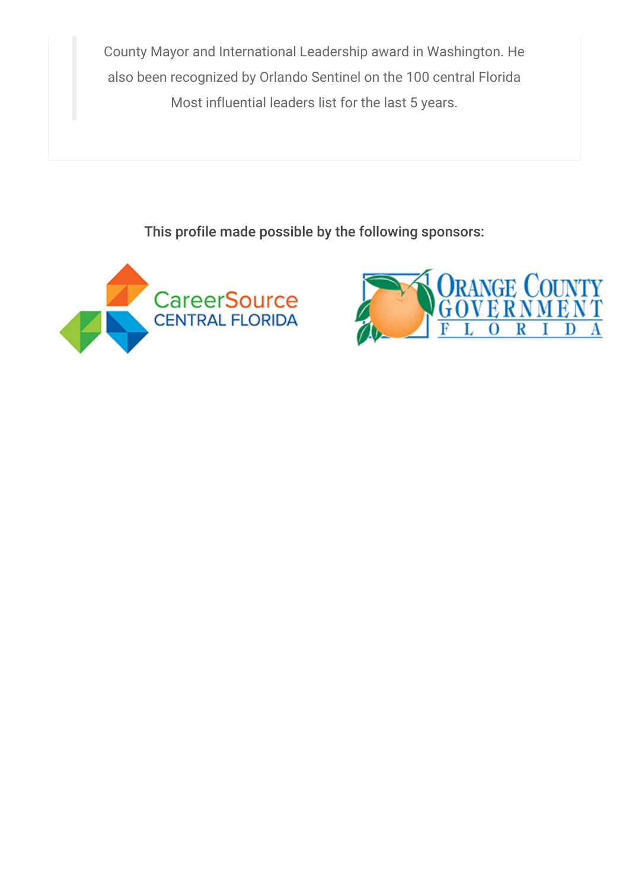> County Mayor and International Leadership award in Washington. He also been recognized by Orlando Sentinel on the 100 central Florida Most influential leaders list for the last 5 years.

This profile made possible by the following sponsors:

CareerSource CENTRAL FLORIDA

ORANGE COUNTY GOVERNMENT FLORIDA